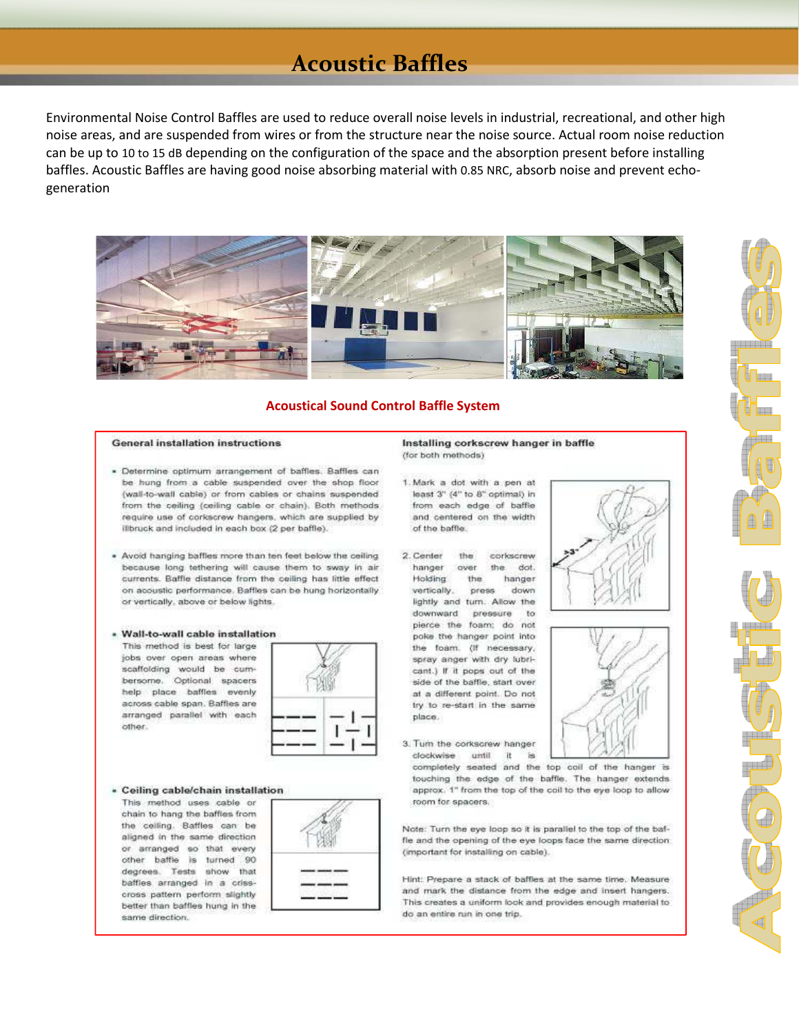# Acoustic Baffles

Environmental Noise Control Baffles are used to reduce overall noise levels in industrial, recreational, and other high noise areas, and are suspended from wires or from the structure near the noise source. Actual room noise reduction can be up to 10 to 15 dB depending on the configuration of the space and the absorption present before installing baffles. Acoustic Baffles are having good noise absorbing material with 0.85 NRC, absorb noise and prevent echo-generation

## Acoustical Sound Control Baffle System

### General installation instructions

- Determine optimum arrangement of baffles. Baffles can be hung from a cable suspended over the shop floor (wall-to-wall cable) or from cables or chains suspended from the ceiling (ceiling cable or chain). Both methods require use of corkscrew hangers, which are supplied by illbruck and included in each box (2 per baffle).
- Avoid hanging baffles more than ten feet below the ceiling because long tethering will cause them to sway in air currents. Baffle distance from the ceiling has little effect on acoustic performance. Baffles can be hung horizontally or vertically, above or below lights.
- **Wall-to-wall cable installation**
  This method is best for large jobs over open areas where scaffolding would be cumbersome. Optional spacers help place baffles evenly across cable span. Baffles are arranged parallel with each other.
- **Ceiling cable/chain installation**
  This method uses cable or chain to hang the baffles from the ceiling. Baffles can be aligned in the same direction or arranged so that every other baffle is turned 90 degrees. Tests show that baffles arranged in a criss-cross pattern perform slightly better than baffles hung in the same direction.

### Installing corkscrew hanger in baffle

(for both methods)

1. Mark a dot with a pen at least 3" (4" to 8" optimal) in from each edge of baffle and centered on the width of the baffle.
2. Center the corkscrew hanger over the dot. Holding the hanger vertically, press down lightly and turn. Allow the downward pressure to pierce the foam; do not poke the hanger point into the foam. (If necessary, spray anger with dry lubricant.) If it pops out of the side of the baffle, start over at a different point. Do not try to re-start in the same place.
3. Turn the corkscrew hanger clockwise until it is completely seated and the top coil of the hanger is touching the edge of the baffle. The hanger extends approx. 1" from the top of the coil to the eye loop to allow room for spacers.

Note: Turn the eye loop so it is parallel to the top of the baffle and the opening of the eye loops face the same direction (important for installing on cable).

Hint: Prepare a stack of baffles at the same time. Measure and mark the distance from the edge and insert hangers. This creates a uniform look and provides enough material to do an entire run in one trip.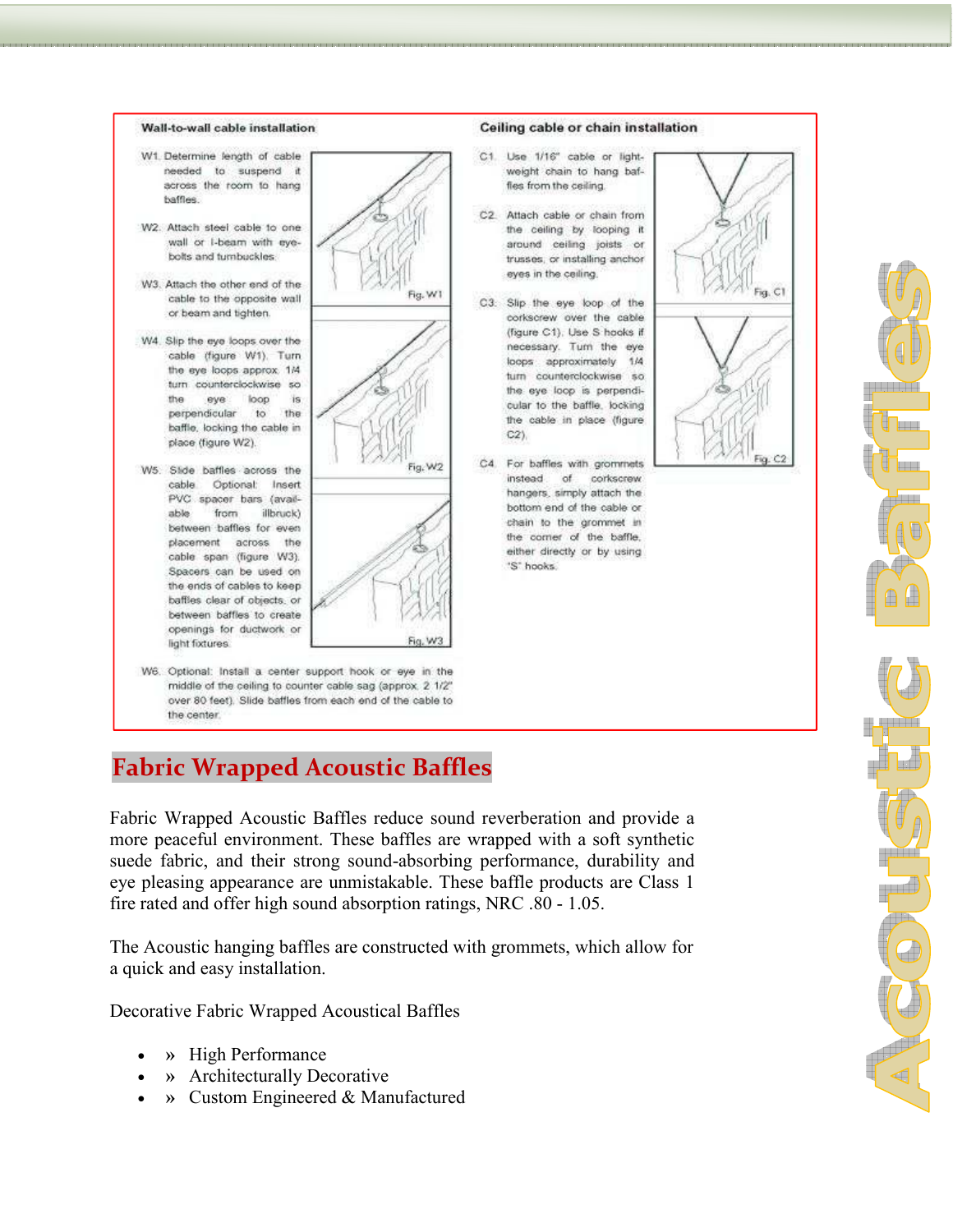## Wall-to-wall cable installation

W1. Determine length of cable needed to suspend it across the room to hang baffles.

W2. Attach steel cable to one wall or I-beam with eye-bolts and turnbuckles.

W3. Attach the other end of the cable to the opposite wall or beam and tighten.

W4. Slip the eye loops over the cable (figure W1). Turn the eye loops approx. 1/4 turn counterclockwise so the eye loop is perpendicular to the baffle, locking the cable in place (figure W2).

W5. Slide baffles across the cable. Optional: Insert PVC spacer bars (available from illbruck) between baffles for even placement across the cable span (figure W3). Spacers can be used on the ends of cables to keep baffles clear of objects, or between baffles to create openings for ductwork or light fixtures.

W6. Optional: Install a center support hook or eye in the middle of the ceiling to counter cable sag (approx. 2 1/2" over 80 feet). Slide baffles from each end of the cable to the center.

Fig. W1

Fig. W2

Fig. W3

## Ceiling cable or chain installation

C1. Use 1/16" cable or lightweight chain to hang baffles from the ceiling.

C2. Attach cable or chain from the ceiling by looping it around ceiling joists or trusses, or installing anchor eyes in the ceiling.

C3. Slip the eye loop of the corkscrew over the cable (figure C1). Use S hooks if necessary. Turn the eye loops approximately 1/4 turn counterclockwise so the eye loop is perpendicular to the baffle, locking the cable in place (figure C2).

C4. For baffles with grommets instead of corkscrew hangers, simply attach the bottom end of the cable or chain to the grommet in the corner of the baffle, either directly or by using "S" hooks.

Fig. C1

Fig. C2

# Fabric Wrapped Acoustic Baffles

Fabric Wrapped Acoustic Baffles reduce sound reverberation and provide a more peaceful environment. These baffles are wrapped with a soft synthetic suede fabric, and their strong sound-absorbing performance, durability and eye pleasing appearance are unmistakable. These baffle products are Class 1 fire rated and offer high sound absorption ratings, NRC .80 - 1.05.

The Acoustic hanging baffles are constructed with grommets, which allow for a quick and easy installation.

Decorative Fabric Wrapped Acoustical Baffles

- » High Performance
- » Architecturally Decorative
- » Custom Engineered & Manufactured

Acoustic Baffles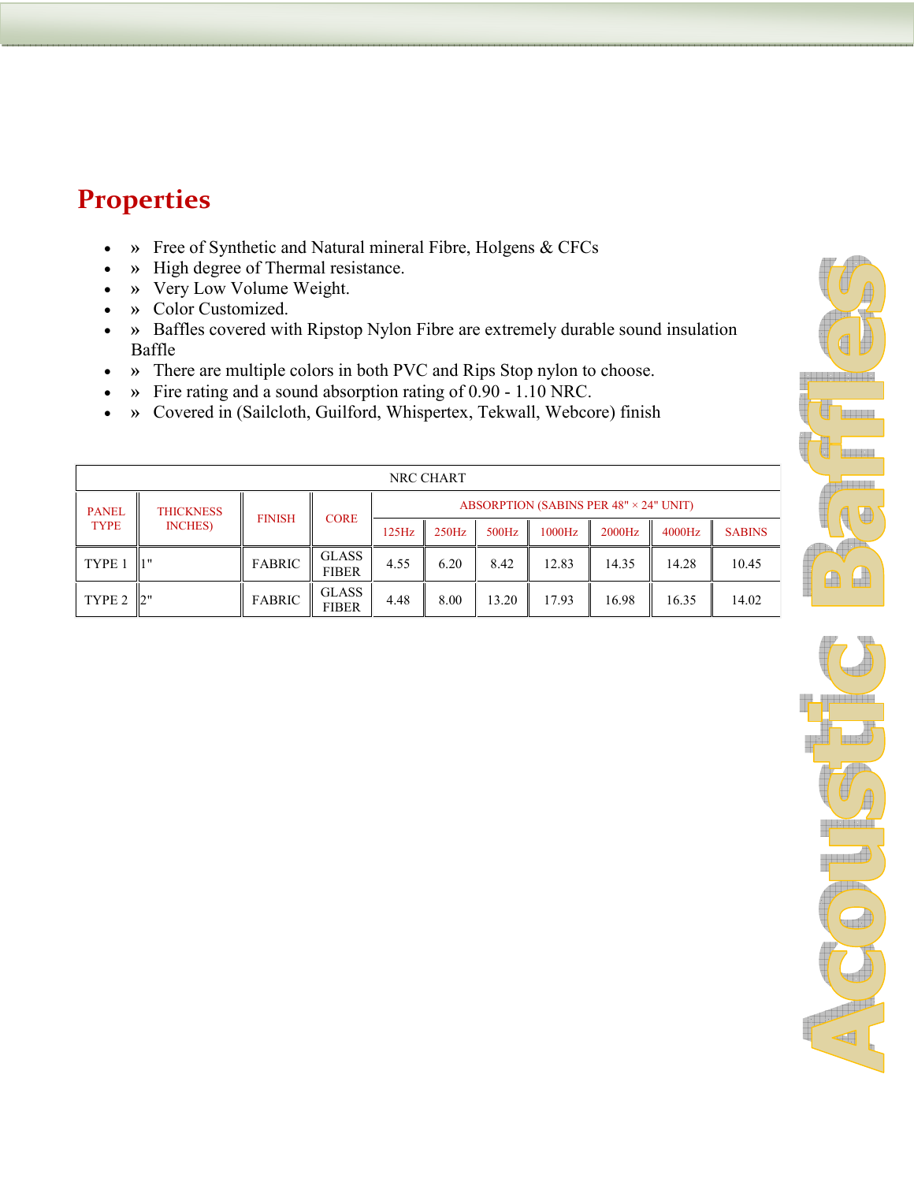## Properties

- » Free of Synthetic and Natural mineral Fibre, Holgens & CFCs
- » High degree of Thermal resistance.
- » Very Low Volume Weight.
- » Color Customized.
- » Baffles covered with Ripstop Nylon Fibre are extremely durable sound insulation Baffle
- » There are multiple colors in both PVC and Rips Stop nylon to choose.
- » Fire rating and a sound absorption rating of 0.90 - 1.10 NRC.
- » Covered in (Sailcloth, Guilford, Whispertex, Tekwall, Webcore) finish

NRC CHART

| PANEL TYPE | THICKNESS INCHES) | FINISH | CORE | ABSORPTION (SABINS PER 48" × 24" UNIT) | | | | | | |
|---|---|---|---|---|---|---|---|---|---|---|
| | | | | 125Hz | 250Hz | 500Hz | 1000Hz | 2000Hz | 4000Hz | SABINS |
| TYPE 1 | 1" | FABRIC | GLASS FIBER | 4.55 | 6.20 | 8.42 | 12.83 | 14.35 | 14.28 | 10.45 |
| TYPE 2 | 2" | FABRIC | GLASS FIBER | 4.48 | 8.00 | 13.20 | 17.93 | 16.98 | 16.35 | 14.02 |

Acoustic Baffles